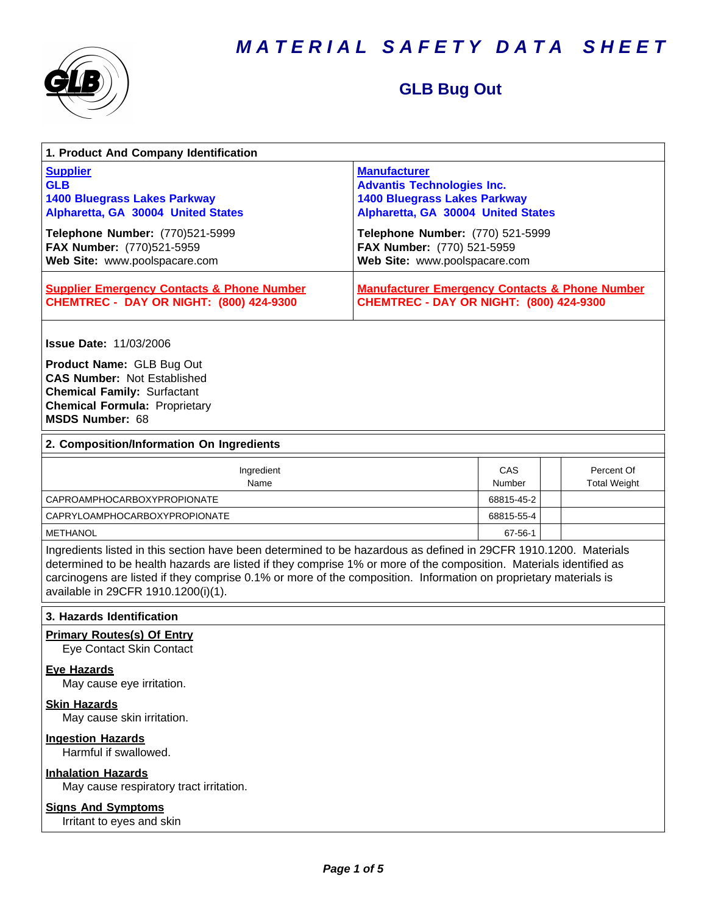# MATERIAL SAFETY DATA SHEET

## GLB Bug Out

### 1. Product And Company Identification

**Supplier**
**GLB**
**1400 Bluegrass Lakes Parkway**
**Alpharetta, GA 30004 United States**

**Telephone Number:** (770)521-5999
**FAX Number:** (770)521-5959
**Web Site:** www.poolspacare.com

**Manufacturer**
**Advantis Technologies Inc.**
**1400 Bluegrass Lakes Parkway**
**Alpharetta, GA 30004 United States**

**Telephone Number:** (770) 521-5999
**FAX Number:** (770) 521-5959
**Web Site:** www.poolspacare.com

**Supplier Emergency Contacts & Phone Number**
**CHEMTREC - DAY OR NIGHT: (800) 424-9300**

**Manufacturer Emergency Contacts & Phone Number**
**CHEMTREC - DAY OR NIGHT: (800) 424-9300**

**Issue Date:** 11/03/2006

**Product Name:** GLB Bug Out
**CAS Number:** Not Established
**Chemical Family:** Surfactant
**Chemical Formula:** Proprietary
**MSDS Number:** 68

### 2. Composition/Information On Ingredients

| Ingredient Name | CAS Number | | Percent Of Total Weight |
|---|---|---|---|
| CAPROAMPHOCARBOXYPROPIONATE | 68815-45-2 | | |
| CAPRYLOAMPHOCARBOXYPROPIONATE | 68815-55-4 | | |
| METHANOL | 67-56-1 | | |

Ingredients listed in this section have been determined to be hazardous as defined in 29CFR 1910.1200. Materials determined to be health hazards are listed if they comprise 1% or more of the composition. Materials identified as carcinogens are listed if they comprise 0.1% or more of the composition. Information on proprietary materials is available in 29CFR 1910.1200(i)(1).

### 3. Hazards Identification

**Primary Routes(s) Of Entry**
Eye Contact Skin Contact

**Eye Hazards**
May cause eye irritation.

**Skin Hazards**
May cause skin irritation.

**Ingestion Hazards**
Harmful if swallowed.

**Inhalation Hazards**
May cause respiratory tract irritation.

**Signs And Symptoms**
Irritant to eyes and skin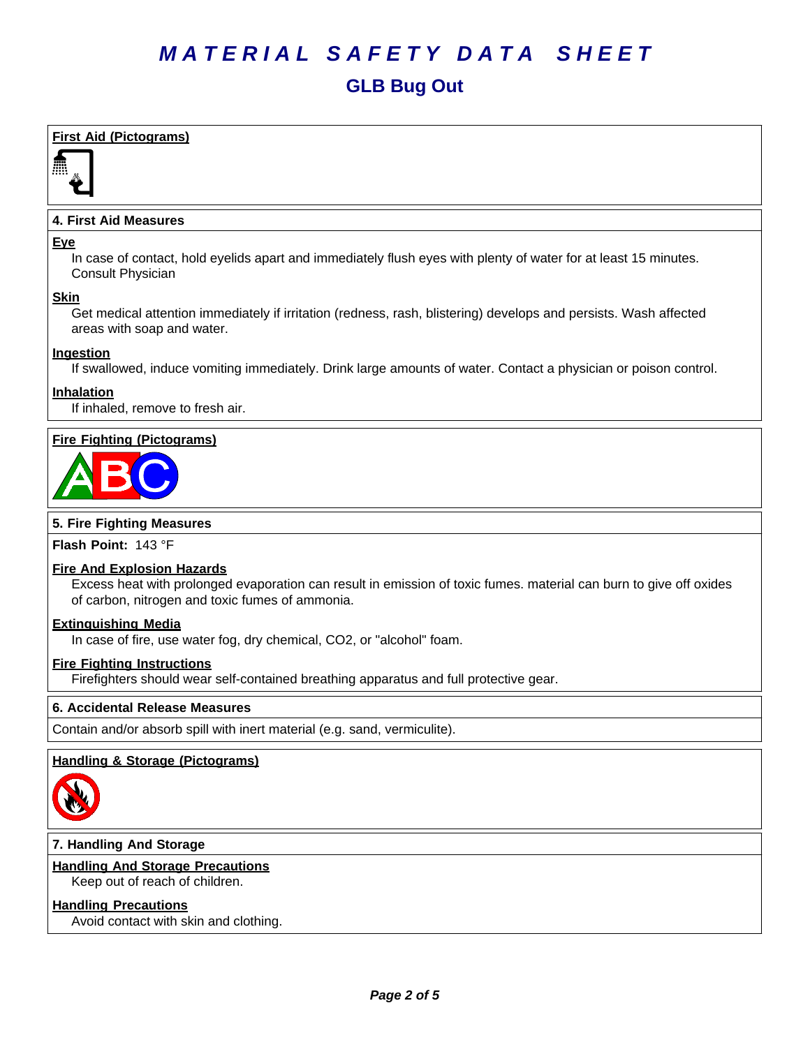# MATERIAL SAFETY DATA SHEET

## GLB Bug Out

**First Aid (Pictograms)**

### 4. First Aid Measures

**Eye**

In case of contact, hold eyelids apart and immediately flush eyes with plenty of water for at least 15 minutes. Consult Physician

**Skin**

Get medical attention immediately if irritation (redness, rash, blistering) develops and persists. Wash affected areas with soap and water.

**Ingestion**

If swallowed, induce vomiting immediately. Drink large amounts of water. Contact a physician or poison control.

**Inhalation**

If inhaled, remove to fresh air.

**Fire Fighting (Pictograms)**

### 5. Fire Fighting Measures

**Flash Point:** 143 °F

**Fire And Explosion Hazards**

Excess heat with prolonged evaporation can result in emission of toxic fumes. material can burn to give off oxides of carbon, nitrogen and toxic fumes of ammonia.

**Extinguishing Media**

In case of fire, use water fog, dry chemical, $CO_2$, or "alcohol" foam.

**Fire Fighting Instructions**

Firefighters should wear self-contained breathing apparatus and full protective gear.

### 6. Accidental Release Measures

Contain and/or absorb spill with inert material (e.g. sand, vermiculite).

**Handling & Storage (Pictograms)**

### 7. Handling And Storage

**Handling And Storage Precautions**

Keep out of reach of children.

**Handling Precautions**

Avoid contact with skin and clothing.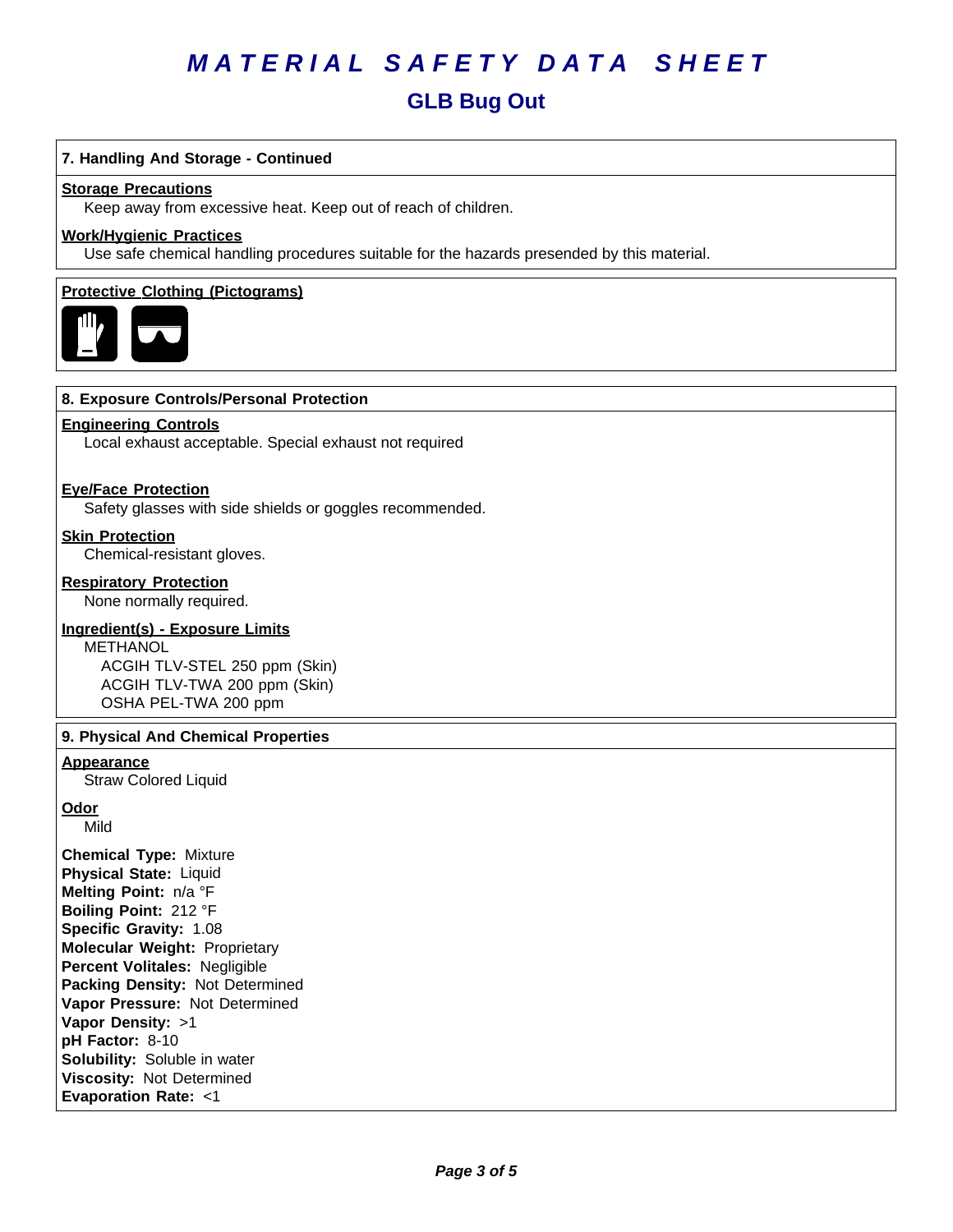# MATERIAL SAFETY DATA SHEET

## GLB Bug Out

### 7. Handling And Storage - Continued

**Storage Precautions**

Keep away from excessive heat. Keep out of reach of children.

**Work/Hygienic Practices**

Use safe chemical handling procedures suitable for the hazards presended by this material.

**Protective Clothing (Pictograms)**

### 8. Exposure Controls/Personal Protection

**Engineering Controls**

Local exhaust acceptable. Special exhaust not required

**Eye/Face Protection**

Safety glasses with side shields or goggles recommended.

**Skin Protection**

Chemical-resistant gloves.

**Respiratory Protection**

None normally required.

**Ingredient(s) - Exposure Limits**

METHANOL
- ACGIH TLV-STEL 250 ppm (Skin)
- ACGIH TLV-TWA 200 ppm (Skin)
- OSHA PEL-TWA 200 ppm

### 9. Physical And Chemical Properties

**Appearance**

Straw Colored Liquid

**Odor**

Mild

**Chemical Type:** Mixture
**Physical State:** Liquid
**Melting Point:** n/a °F
**Boiling Point:** 212 °F
**Specific Gravity:** 1.08
**Molecular Weight:** Proprietary
**Percent Volitales:** Negligible
**Packing Density:** Not Determined
**Vapor Pressure:** Not Determined
**Vapor Density:** >1
**pH Factor:** 8-10
**Solubility:** Soluble in water
**Viscosity:** Not Determined
**Evaporation Rate:** <1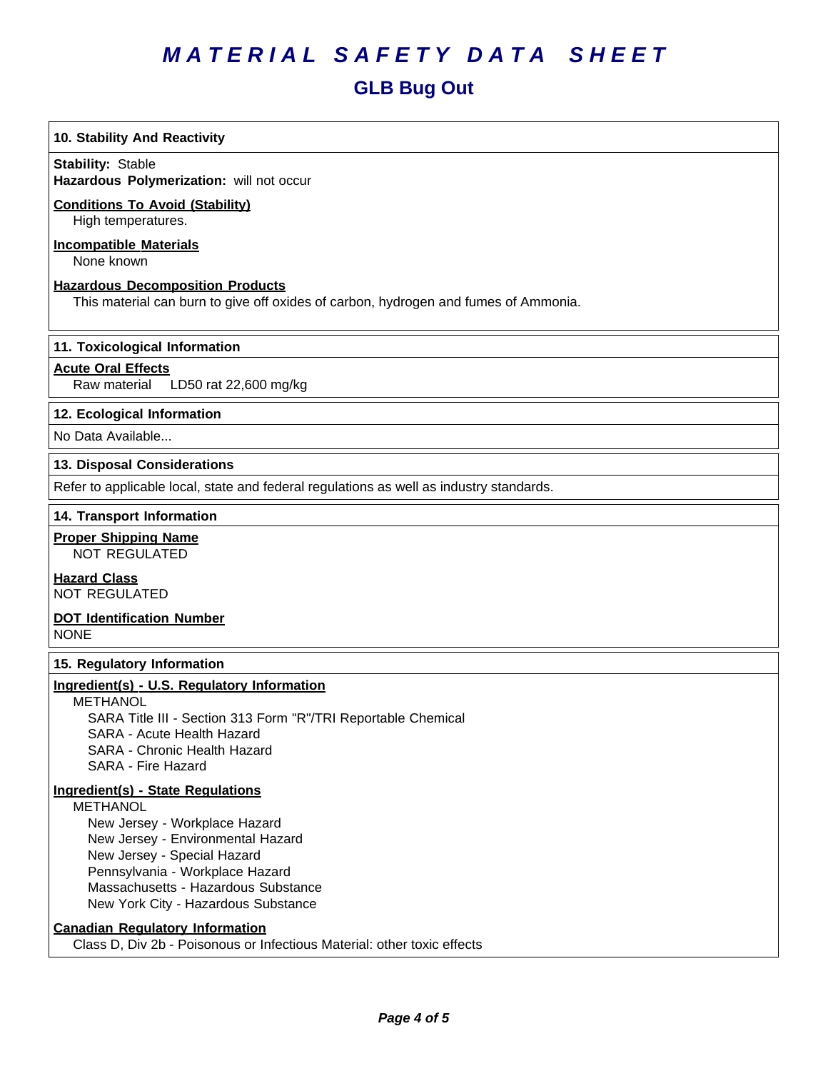# MATERIAL SAFETY DATA SHEET

## GLB Bug Out

### 10. Stability And Reactivity

**Stability:** Stable
**Hazardous Polymerization:** will not occur

**Conditions To Avoid (Stability)**
High temperatures.

**Incompatible Materials**
None known

**Hazardous Decomposition Products**
This material can burn to give off oxides of carbon, hydrogen and fumes of Ammonia.

### 11. Toxicological Information

**Acute Oral Effects**
Raw material LD50 rat 22,600 mg/kg

### 12. Ecological Information

No Data Available...

### 13. Disposal Considerations

Refer to applicable local, state and federal regulations as well as industry standards.

### 14. Transport Information

**Proper Shipping Name**
NOT REGULATED

**Hazard Class**
NOT REGULATED

**DOT Identification Number**
NONE

### 15. Regulatory Information

**Ingredient(s) - U.S. Regulatory Information**

METHANOL
- SARA Title III - Section 313 Form "R"/TRI Reportable Chemical
- SARA - Acute Health Hazard
- SARA - Chronic Health Hazard
- SARA - Fire Hazard

**Ingredient(s) - State Regulations**

METHANOL
- New Jersey - Workplace Hazard
- New Jersey - Environmental Hazard
- New Jersey - Special Hazard
- Pennsylvania - Workplace Hazard
- Massachusetts - Hazardous Substance
- New York City - Hazardous Substance

**Canadian Regulatory Information**
Class D, Div 2b - Poisonous or Infectious Material: other toxic effects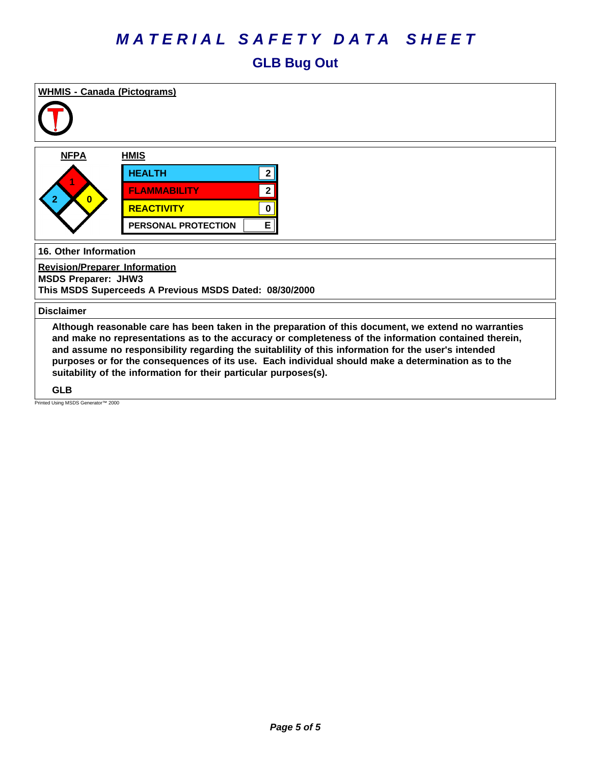# *MATERIAL SAFETY DATA SHEET*

## GLB Bug Out

**WHMIS - Canada (Pictograms)**

**NFPA**

1

2 0

**HMIS**

| | |
|---|---|
| HEALTH | 2 |
| FLAMMABILITY | 2 |
| REACTIVITY | 0 |
| PERSONAL PROTECTION | E |

### 16. Other Information

**Revision/Preparer Information**

**MSDS Preparer: JHW3**

**This MSDS Superceeds A Previous MSDS Dated: 08/30/2000**

### Disclaimer

**Although reasonable care has been taken in the preparation of this document, we extend no warranties and make no representations as to the accuracy or completeness of the information contained therein, and assume no responsibility regarding the suitablility of this information for the user's intended purposes or for the consequences of its use. Each individual should make a determination as to the suitability of the information for their particular purposes(s).**

**GLB**

Printed Using MSDS Generator™ 2000